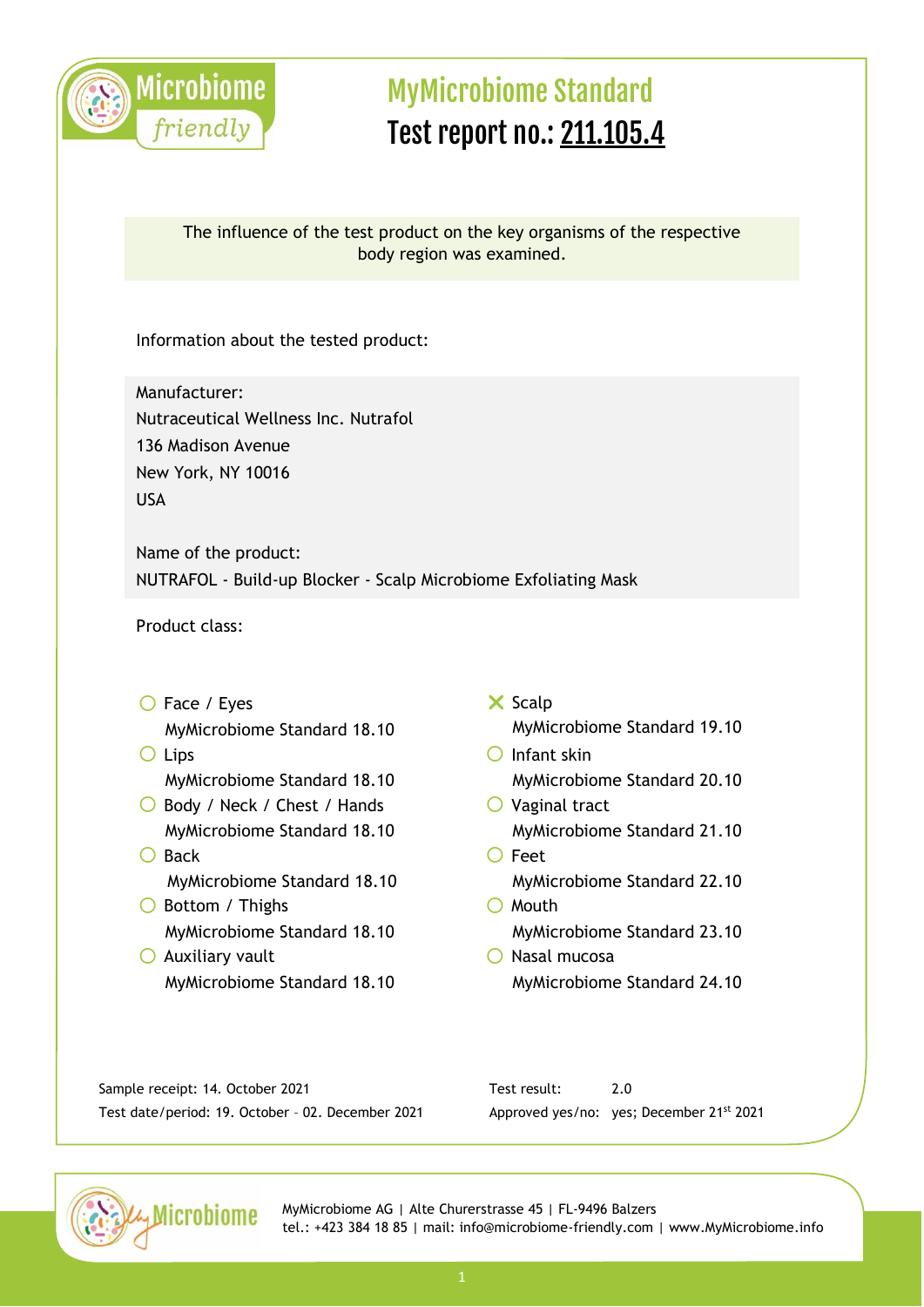Microbiome *friendly*

# MyMicrobiome Standard

## Test report no.: 211.105.4

The influence of the test product on the key organisms of the respective body region was examined.

Information about the tested product:

Manufacturer:
Nutraceutical Wellness Inc. Nutrafol
136 Madison Avenue
New York, NY 10016
USA

Name of the product:
NUTRAFOL - Build-up Blocker - Scalp Microbiome Exfoliating Mask

Product class:

- ○ Face / Eyes
  MyMicrobiome Standard 18.10
- ○ Lips
  MyMicrobiome Standard 18.10
- ○ Body / Neck / Chest / Hands
  MyMicrobiome Standard 18.10
- ○ Back
  MyMicrobiome Standard 18.10
- ○ Bottom / Thighs
  MyMicrobiome Standard 18.10
- ○ Auxiliary vault
  MyMicrobiome Standard 18.10
- ✕ Scalp
  MyMicrobiome Standard 19.10
- ○ Infant skin
  MyMicrobiome Standard 20.10
- ○ Vaginal tract
  MyMicrobiome Standard 21.10
- ○ Feet
  MyMicrobiome Standard 22.10
- ○ Mouth
  MyMicrobiome Standard 23.10
- ○ Nasal mucosa
  MyMicrobiome Standard 24.10

Sample receipt: 14. October 2021
Test date/period: 19. October – 02. December 2021

Test result: 2.0
Approved yes/no: yes; December 21st 2021

MyMicrobiome AG | Alte Churerstrasse 45 | FL-9496 Balzers
tel.: +423 384 18 85 | mail: info@microbiome-friendly.com | www.MyMicrobiome.info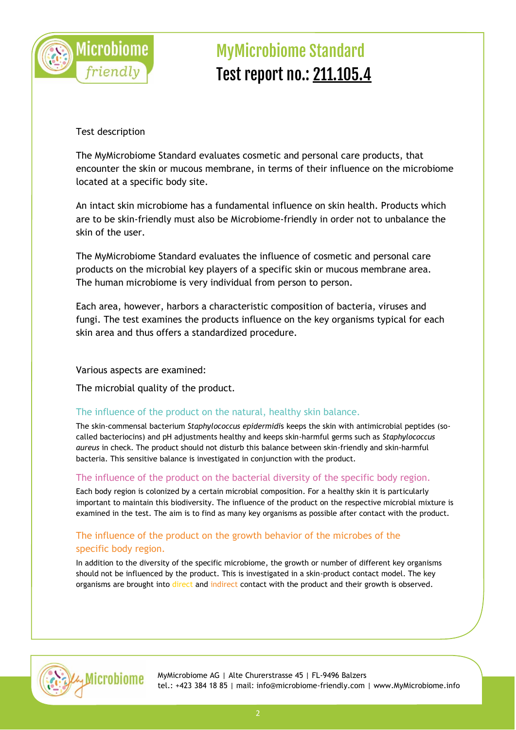# MyMicrobiome Standard
# Test report no.: 211.105.4

Test description

The MyMicrobiome Standard evaluates cosmetic and personal care products, that encounter the skin or mucous membrane, in terms of their influence on the microbiome located at a specific body site.

An intact skin microbiome has a fundamental influence on skin health. Products which are to be skin-friendly must also be Microbiome-friendly in order not to unbalance the skin of the user.

The MyMicrobiome Standard evaluates the influence of cosmetic and personal care products on the microbial key players of a specific skin or mucous membrane area. The human microbiome is very individual from person to person.

Each area, however, harbors a characteristic composition of bacteria, viruses and fungi. The test examines the products influence on the key organisms typical for each skin area and thus offers a standardized procedure.

Various aspects are examined:

The microbial quality of the product.

## The influence of the product on the natural, healthy skin balance.

The skin-commensal bacterium *Staphylococcus epidermidi*s keeps the skin with antimicrobial peptides (so-called bacteriocins) and pH adjustments healthy and keeps skin-harmful germs such as *Staphylococcus aureus* in check. The product should not disturb this balance between skin-friendly and skin-harmful bacteria. This sensitive balance is investigated in conjunction with the product.

## The influence of the product on the bacterial diversity of the specific body region.

Each body region is colonized by a certain microbial composition. For a healthy skin it is particularly important to maintain this biodiversity. The influence of the product on the respective microbial mixture is examined in the test. The aim is to find as many key organisms as possible after contact with the product.

## The influence of the product on the growth behavior of the microbes of the specific body region.

In addition to the diversity of the specific microbiome, the growth or number of different key organisms should not be influenced by the product. This is investigated in a skin-product contact model. The key organisms are brought into direct and indirect contact with the product and their growth is observed.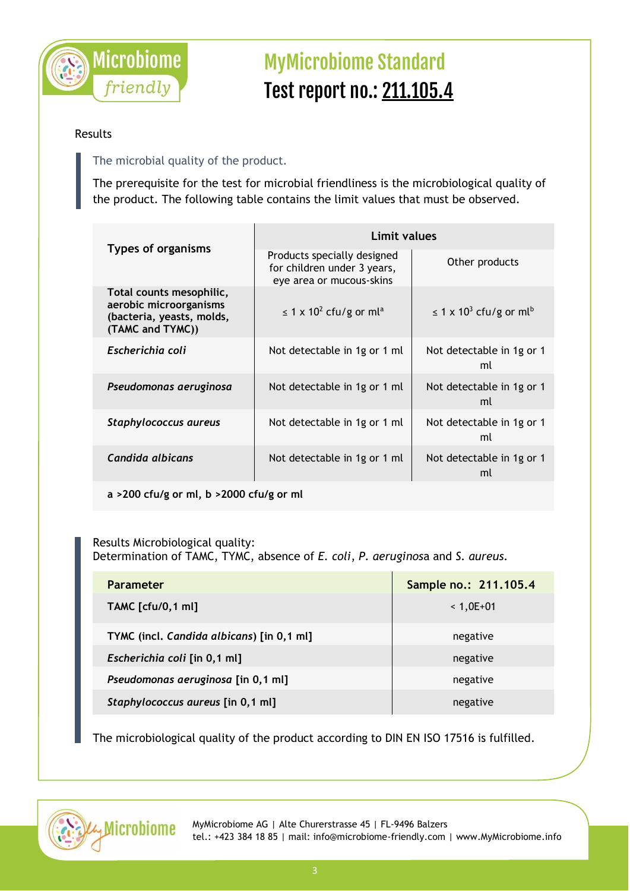# MyMicrobiome Standard

## Test report no.: 211.105.4

Results

The microbial quality of the product.

The prerequisite for the test for microbial friendliness is the microbiological quality of the product. The following table contains the limit values that must be observed.

| Types of organisms | Limit values | |
|---|---|---|
| | Products specially designed for children under 3 years, eye area or mucous-skins | Other products |
| **Total counts mesophilic, aerobic microorganisms (bacteria, yeasts, molds, (TAMC and TYMC))** | ≤ $1 \times 10^2$ cfu/g or ml[a] | ≤ $1 \times 10^3$ cfu/g or ml[b] |
| ***Escherichia coli*** | Not detectable in 1g or 1 ml | Not detectable in 1g or 1 ml |
| ***Pseudomonas aeruginosa*** | Not detectable in 1g or 1 ml | Not detectable in 1g or 1 ml |
| ***Staphylococcus aureus*** | Not detectable in 1g or 1 ml | Not detectable in 1g or 1 ml |
| ***Candida albicans*** | Not detectable in 1g or 1 ml | Not detectable in 1g or 1 ml |

**a >200 cfu/g or ml, b >2000 cfu/g or ml**

Results Microbiological quality:
Determination of TAMC, TYMC, absence of *E. coli*, *P. aeruginos*a and *S. aureus*.

| Parameter | Sample no.: 211.105.4 |
|---|---|
| **TAMC [cfu/0,1 ml]** | < 1,0E+01 |
| **TYMC (incl. *Candida albicans*) [in 0,1 ml]** | negative |
| ***Escherichia coli* [in 0,1 ml]** | negative |
| ***Pseudomonas aeruginosa* [in 0,1 ml]** | negative |
| ***Staphylococcus aureus* [in 0,1 ml]** | negative |

The microbiological quality of the product according to DIN EN ISO 17516 is fulfilled.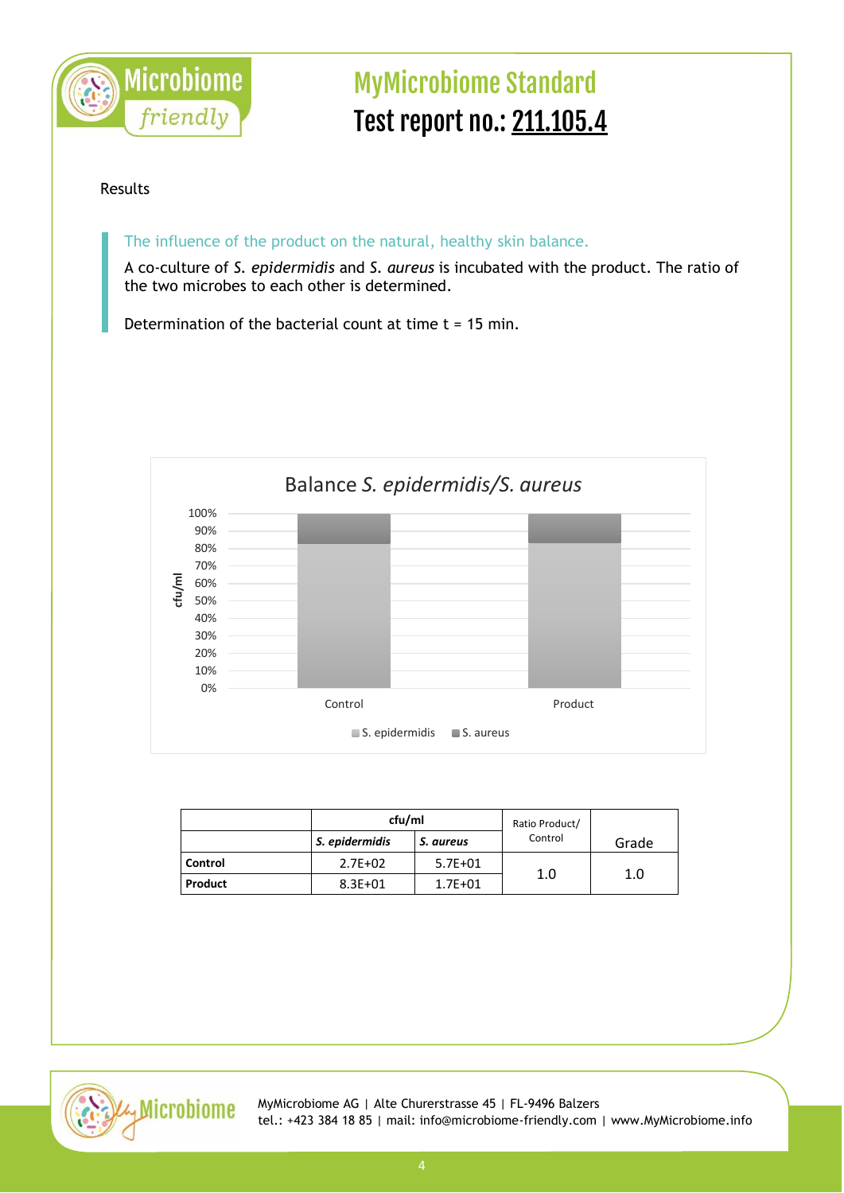# MyMicrobiome Standard

## Test report no.: 211.105.4

Results

The influence of the product on the natural, healthy skin balance.

A co-culture of *S. epidermidis* and *S. aureus* is incubated with the product. The ratio of the two microbes to each other is determined.

Determination of the bacterial count at time t = 15 min.

Balance *S. epidermidis/S. aureus*

| | cfu/ml | | Ratio Product/ Control | Grade |
|---|---|---|---|---|
| | *S. epidermidis* | *S. aureus* | | |
| **Control** | 2.7E+02 | 5.7E+01 | 1.0 | 1.0 |
| **Product** | 8.3E+01 | 1.7E+01 | | |

MyMicrobiome AG | Alte Churerstrasse 45 | FL-9496 Balzers
tel.: +423 384 18 85 | mail: info@microbiome-friendly.com | www.MyMicrobiome.info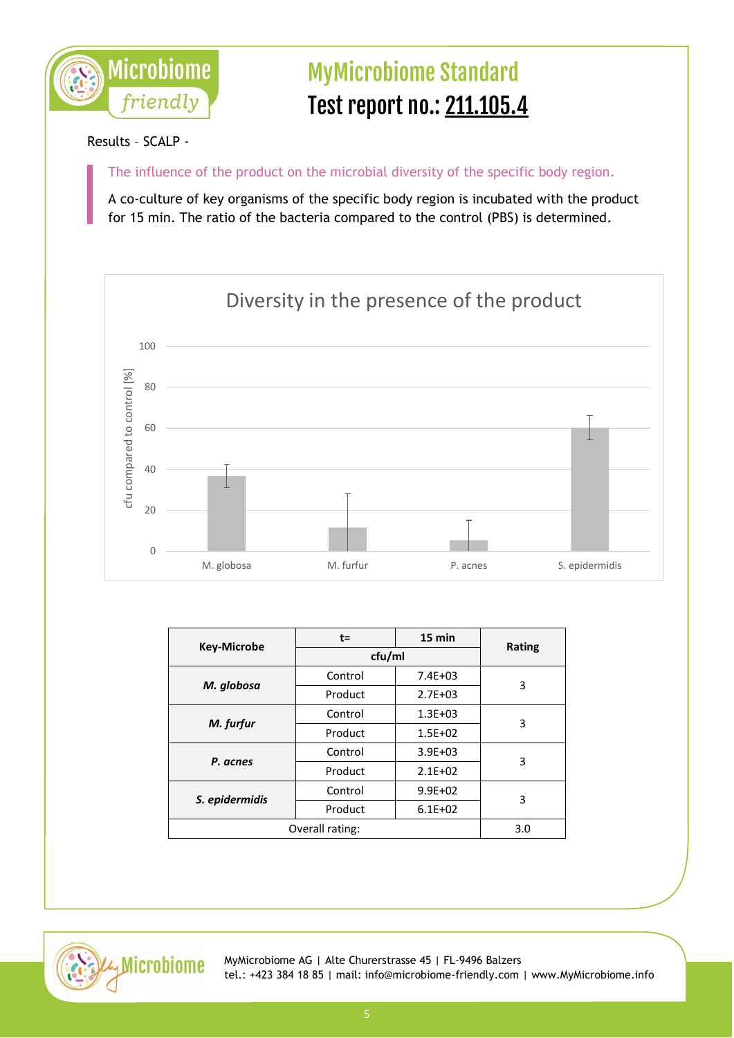# MyMicrobiome Standard

# Test report no.: 211.105.4

Results – SCALP -

The influence of the product on the microbial diversity of the specific body region.

A co-culture of key organisms of the specific body region is incubated with the product for 15 min. The ratio of the bacteria compared to the control (PBS) is determined.

Diversity in the presence of the product

| Key-Microbe | t= | 15 min | Rating |
|---|---|---|---|
| | cfu/ml | | |
| ***M. globosa*** | Control | 7.4E+03 | 3 |
| | Product | 2.7E+03 | |
| ***M. furfur*** | Control | 1.3E+03 | 3 |
| | Product | 1.5E+02 | |
| ***P. acnes*** | Control | 3.9E+03 | 3 |
| | Product | 2.1E+02 | |
| ***S. epidermidis*** | Control | 9.9E+02 | 3 |
| | Product | 6.1E+02 | |
| Overall rating: | | | 3.0 |

MyMicrobiome AG | Alte Churerstrasse 45 | FL-9496 Balzers
tel.: +423 384 18 85 | mail: info@microbiome-friendly.com | www.MyMicrobiome.info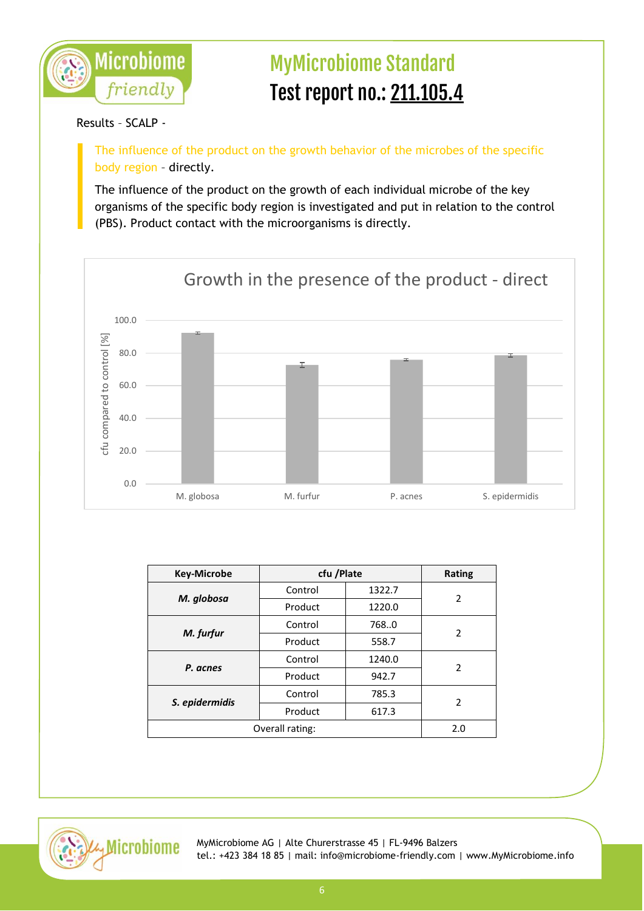# MyMicrobiome Standard
# Test report no.: 211.105.4

Results – SCALP -

The influence of the product on the growth behavior of the microbes of the specific body region – directly.

The influence of the product on the growth of each individual microbe of the key organisms of the specific body region is investigated and put in relation to the control (PBS). Product contact with the microorganisms is directly.

Growth in the presence of the product - direct

| Key-Microbe | cfu /Plate | | Rating |
|---|---|---|---|
| ***M. globosa*** | Control | 1322.7 | 2 |
| | Product | 1220.0 | |
| ***M. furfur*** | Control | 768..0 | 2 |
| | Product | 558.7 | |
| ***P. acnes*** | Control | 1240.0 | 2 |
| | Product | 942.7 | |
| ***S. epidermidis*** | Control | 785.3 | 2 |
| | Product | 617.3 | |
| Overall rating: | | | 2.0 |

MyMicrobiome AG | Alte Churerstrasse 45 | FL-9496 Balzers
tel.: +423 384 18 85 | mail: info@microbiome-friendly.com | www.MyMicrobiome.info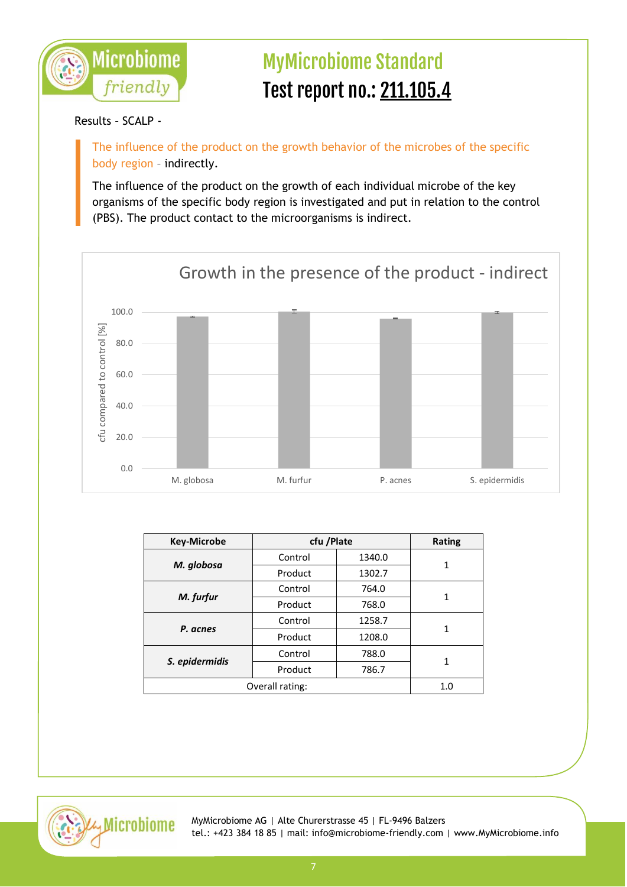# MyMicrobiome Standard

## Test report no.: 211.105.4

Results – SCALP -

The influence of the product on the growth behavior of the microbes of the specific body region – indirectly.

The influence of the product on the growth of each individual microbe of the key organisms of the specific body region is investigated and put in relation to the control (PBS). The product contact to the microorganisms is indirect.

Growth in the presence of the product - indirect

| Key-Microbe | cfu /Plate | | Rating |
|---|---|---|---|
| ***M. globosa*** | Control | 1340.0 | 1 |
| | Product | 1302.7 | |
| ***M. furfur*** | Control | 764.0 | 1 |
| | Product | 768.0 | |
| ***P. acnes*** | Control | 1258.7 | 1 |
| | Product | 1208.0 | |
| ***S. epidermidis*** | Control | 788.0 | 1 |
| | Product | 786.7 | |
| Overall rating: | | | 1.0 |

MyMicrobiome AG | Alte Churerstrasse 45 | FL-9496 Balzers
tel.: +423 384 18 85 | mail: info@microbiome-friendly.com | www.MyMicrobiome.info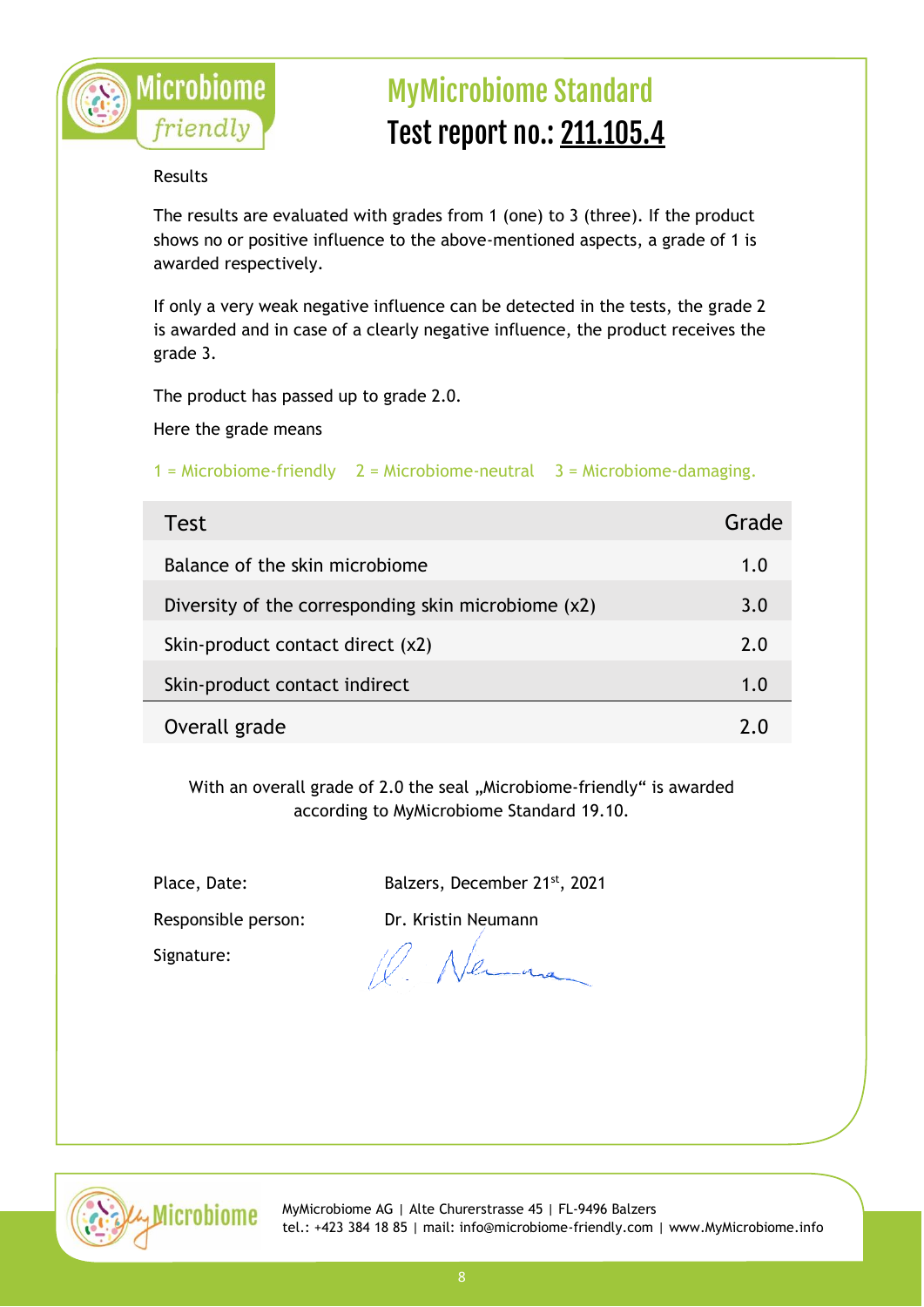# MyMicrobiome Standard

## Test report no.: 211.105.4

Results

The results are evaluated with grades from 1 (one) to 3 (three). If the product shows no or positive influence to the above-mentioned aspects, a grade of 1 is awarded respectively.

If only a very weak negative influence can be detected in the tests, the grade 2 is awarded and in case of a clearly negative influence, the product receives the grade 3.

The product has passed up to grade 2.0.

Here the grade means

1 = Microbiome-friendly   2 = Microbiome-neutral   3 = Microbiome-damaging.

| Test | Grade |
|---|---|
| Balance of the skin microbiome | 1.0 |
| Diversity of the corresponding skin microbiome (x2) | 3.0 |
| Skin-product contact direct (x2) | 2.0 |
| Skin-product contact indirect | 1.0 |
| Overall grade | 2.0 |

With an overall grade of 2.0 the seal „Microbiome-friendly“ is awarded according to MyMicrobiome Standard 19.10.

Place, Date: Balzers, December 21st, 2021

Responsible person: Dr. Kristin Neumann

Signature:

MyMicrobiome AG | Alte Churerstrasse 45 | FL-9496 Balzers
tel.: +423 384 18 85 | mail: info@microbiome-friendly.com | www.MyMicrobiome.info